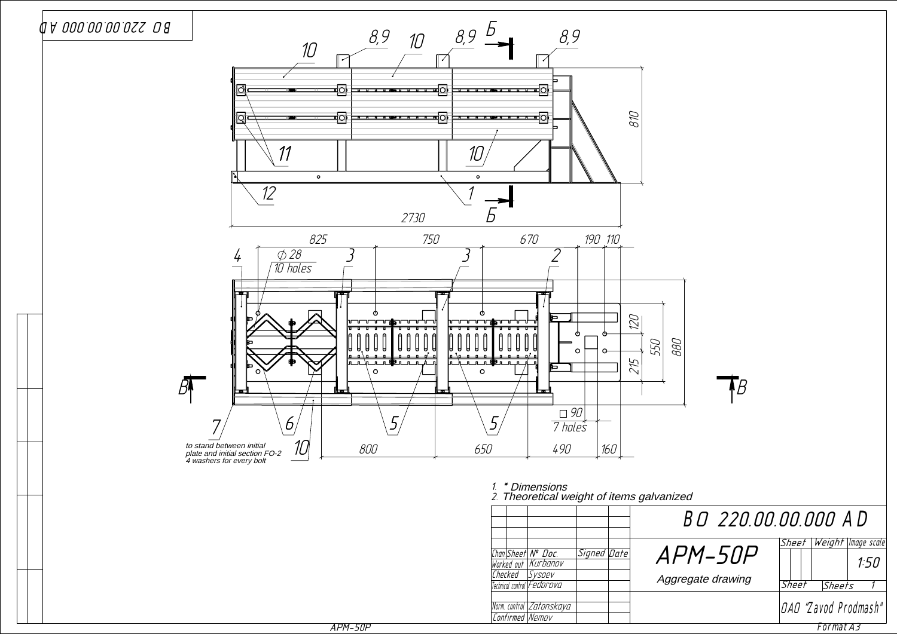to stand between initial plate and initial section FO-2
4 washers for every bolt

1. * Dimensions
2. Theoretical weight of items galvanized

| | | | | | BO 220.00.00.000 AD | | | |
|---|---|---|---|---|---|---|---|---|
| Chan | Sheet | № Doc. | Signed | Date | APM-50P | Sheet | Weight | Image scale |
| Worked out | | Kurbanov | | | | | | 1:50 |
| Checked | | Sysaev | | | Aggregate drawing | | | |
| Technical control | | Fedorova | | | | Sheet | Sheets | 1 |
| Norm. control | | Zatonskaya | | | | OAO "Zavod Prodmash" | | |
| Confirmed | | Nemov | | | | | | |

Format A3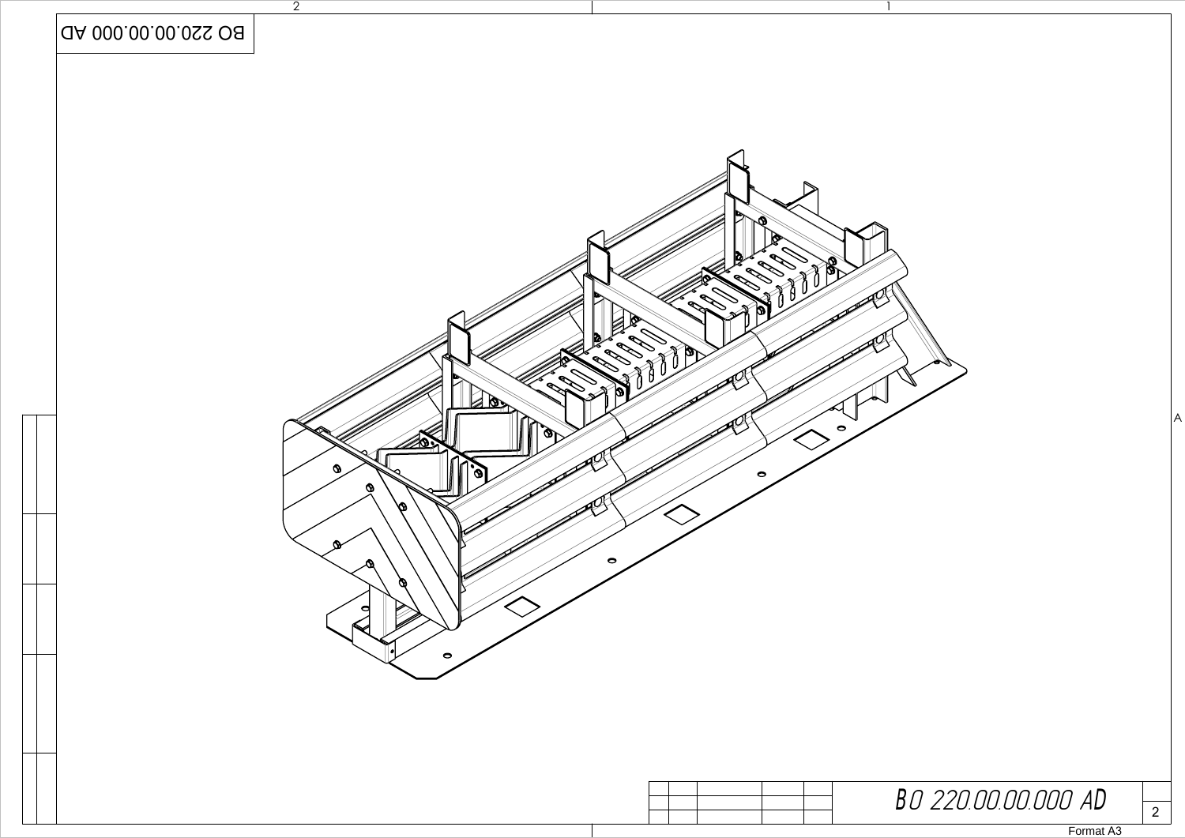BO 220.00.00.000 AD

BO 220.00.00.000 AD

Format A3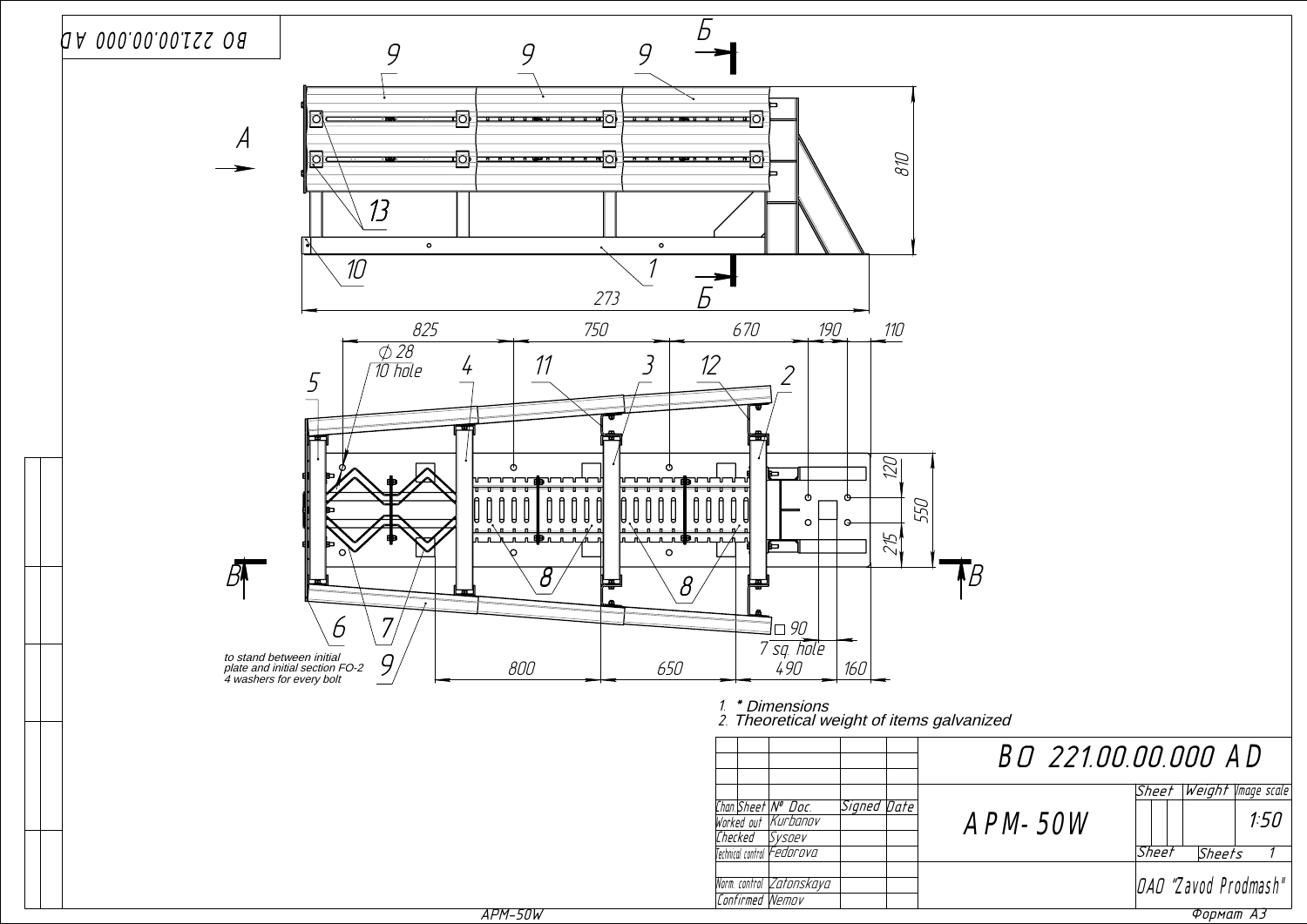to stand between initial plate and initial section FO-2
4 washers for every bolt

1. * Dimensions
2. Theoretical weight of items galvanized

# BO 221.00.00.000 AD

| Chan. | Sheet | № Doc. | Signed | Date |
|---|---|---|---|---|
| Worked out | | Kurbanov | | |
| Checked | | Sysoev | | |
| Technical control | | Fedorova | | |
| Norm. control | | Zatonskaya | | |
| Confirmed | | Nemov | | |

**APM-50W**

| Sheet | Weight | Image scale |
|---|---|---|
| | | 1:50 |
| Sheet | Sheets | 1 |

OAO "Zavod Prodmash"

Формат A3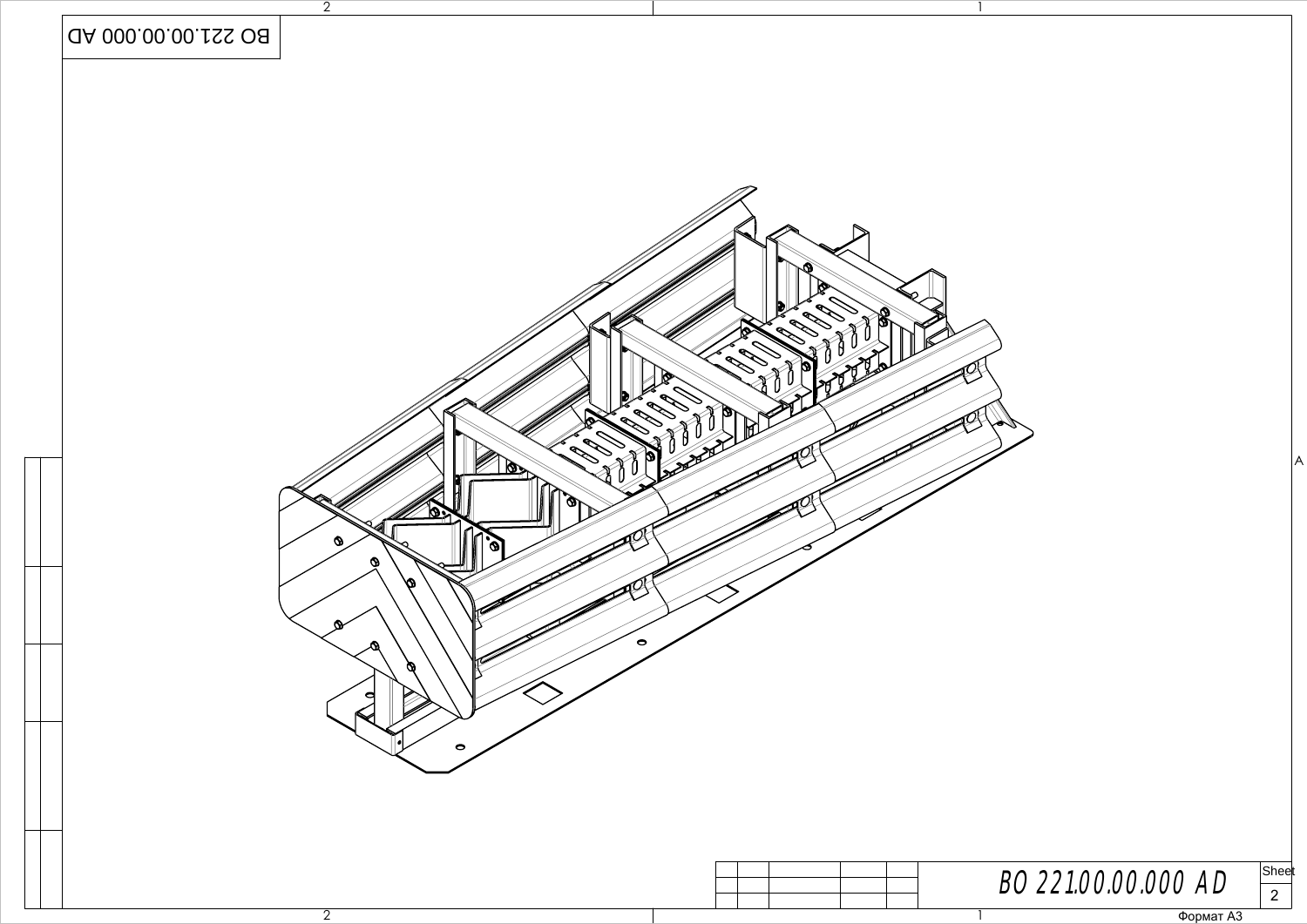BO 221.00.00.000 AD

BO 221.00.00.000 AD

Sheet 2

Формат А3